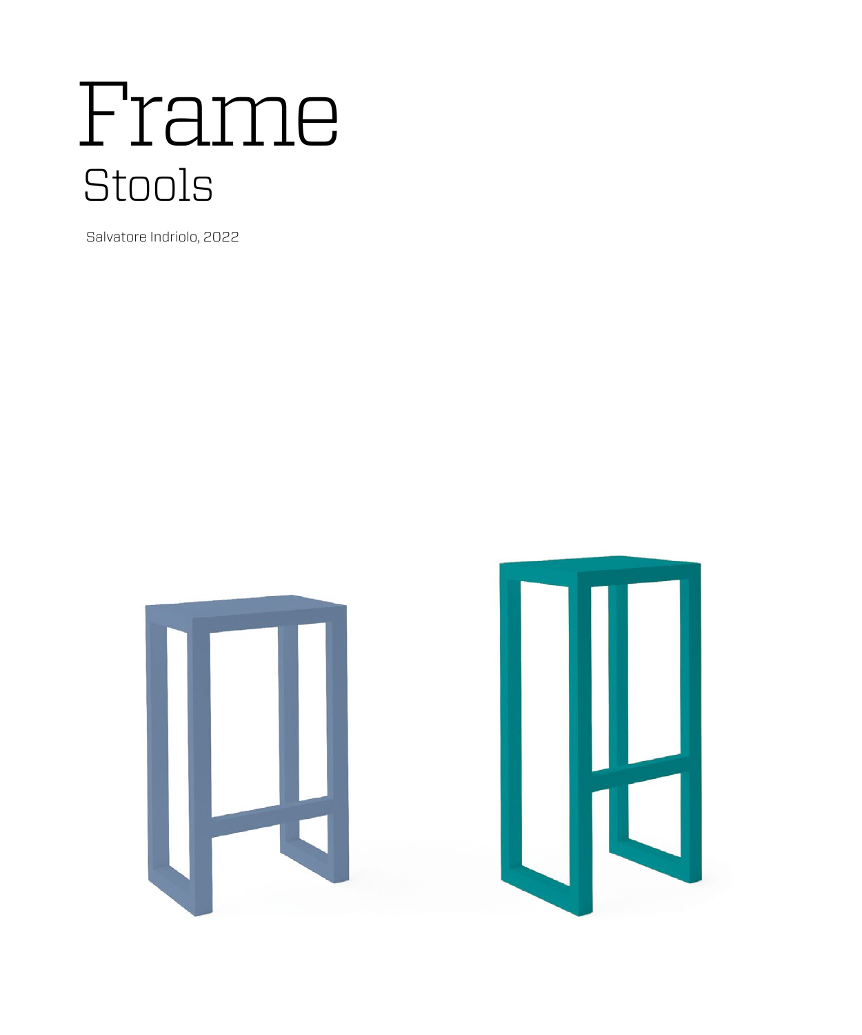# Frame

## Stools

Salvatore Indriolo, 2022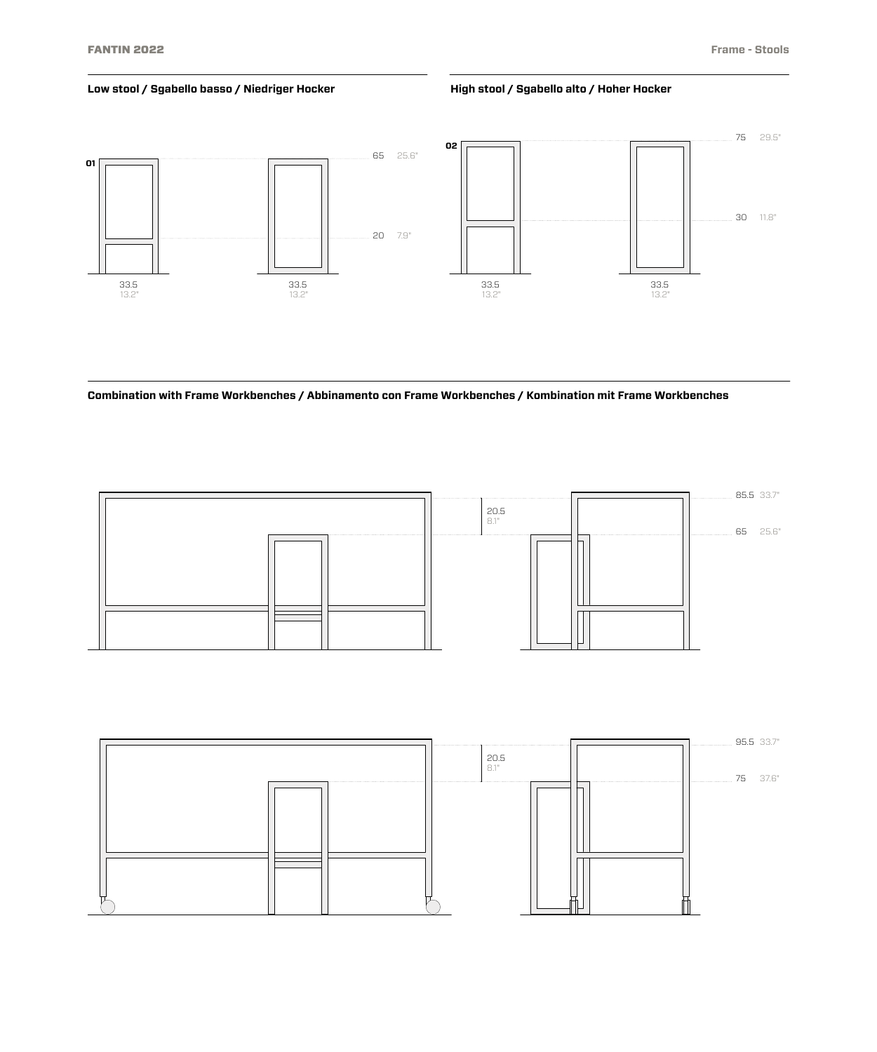## Low stool / Sgabello basso / Niedriger Hocker

**01**

65 25.6"

20 7.9"

33.5
13.2"

33.5
13.2"

## High stool / Sgabello alto / Hoher Hocker

**02**

75 29.5"

30 11.8"

33.5
13.2"

33.5
13.2"

## Combination with Frame Workbenches / Abbinamento con Frame Workbenches / Kombination mit Frame Workbenches

20.5
8.1"

85.5 33.7"

65 25.6"

20.5
8.1"

95.5 33.7"

75 37.6"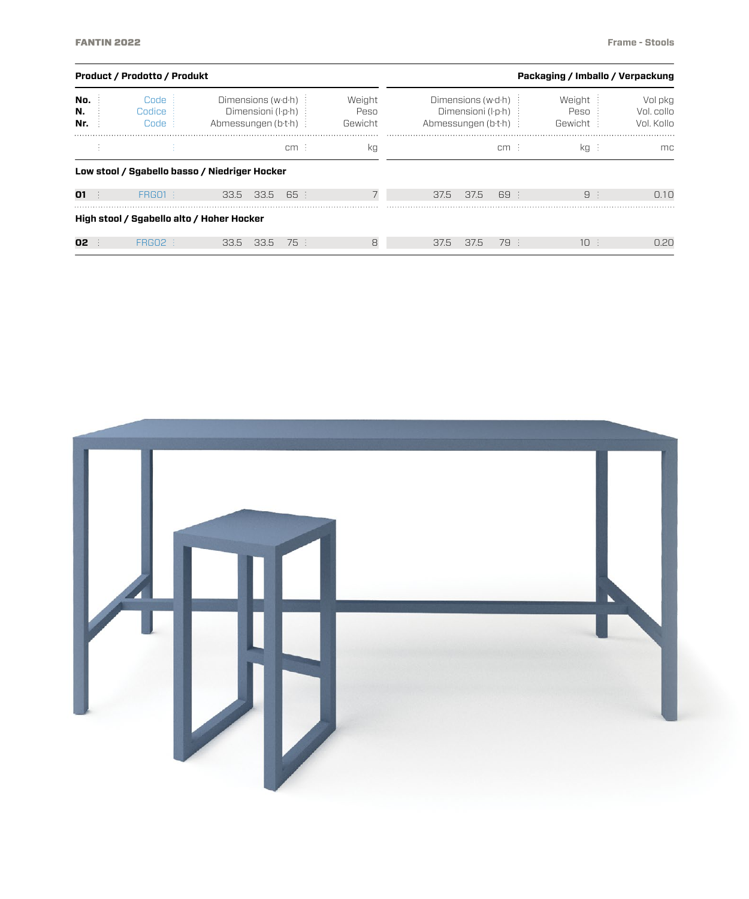| Product / Prodotto / Produkt | | | | | | | Packaging / Imballo / Verpackung | | | | |
|---|---|---|---|---|---|---|---|---|---|---|---|
| No. N. Nr. | Code Codice Code | Dimensions (w·d·h) Dimensioni (l·p·h) Abmessungen (b·t·h) | | | Weight Peso Gewicht | | Dimensions (w·d·h) Dimensioni (l·p·h) Abmessungen (b·t·h) | | | Weight Peso Gewicht | Vol pkg Vol. collo Vol. Kollo |
| | | | | cm | kg | | | | cm | kg | mc |
| **Low stool / Sgabello basso / Niedriger Hocker** | | | | | | | | | | | |
| **01** | FRG01 | 33.5 | 33.5 | 65 | 7 | | 37.5 | 37.5 | 69 | 9 | 0.10 |
| **High stool / Sgabello alto / Hoher Hocker** | | | | | | | | | | | |
| **02** | FRG02 | 33.5 | 33.5 | 75 | 8 | | 37.5 | 37.5 | 79 | 10 | 0.20 |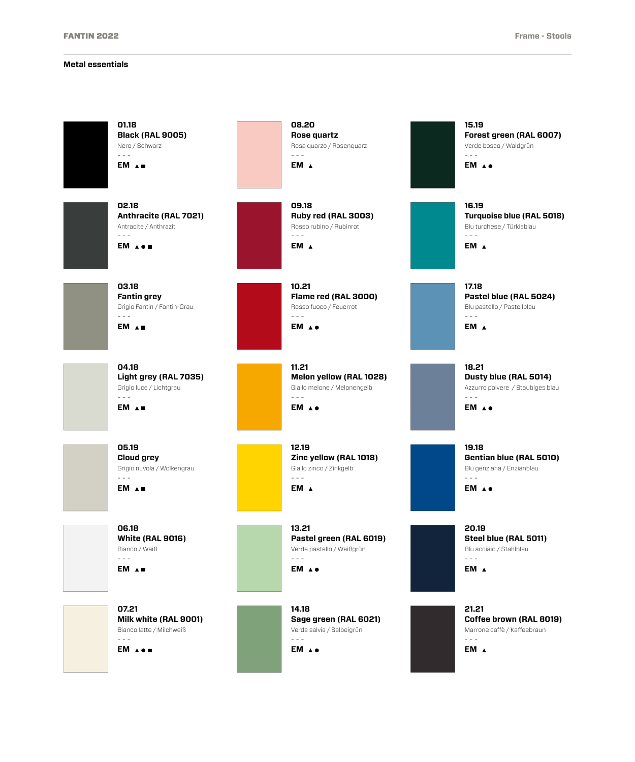## Metal essentials

**01.18**
**Black (RAL 9005)**
Nero / Schwarz
\- - -
**EM** ▲■

**02.18**
**Anthracite (RAL 7021)**
Antracite / Anthrazit
\- - -
**EM** ▲●■

**03.18**
**Fantin grey**
Grigio Fantin / Fantin-Grau
\- - -
**EM** ▲■

**04.18**
**Light grey (RAL 7035)**
Grigio luce / Lichtgrau
\- - -
**EM** ▲■

**05.19**
**Cloud grey**
Grigio nuvola / Wolkengrau
\- - -
**EM** ▲■

**06.18**
**White (RAL 9016)**
Bianco / Weiß
\- - -
**EM** ▲■

**07.21**
**Milk white (RAL 9001)**
Bianco latte / Milchweiß
\- - -
**EM** ▲●■

**08.20**
**Rose quartz**
Rosa quarzo / Rosenquarz
\- - -
**EM** ▲

**09.18**
**Ruby red (RAL 3003)**
Rosso rubino / Rubinrot
\- - -
**EM** ▲

**10.21**
**Flame red (RAL 3000)**
Rosso fuoco / Feuerrot
\- - -
**EM** ▲●

**11.21**
**Melon yellow (RAL 1028)**
Giallo melone / Melonengelb
\- - -
**EM** ▲●

**12.19**
**Zinc yellow (RAL 1018)**
Giallo zinco / Zinkgelb
\- - -
**EM** ▲

**13.21**
**Pastel green (RAL 6019)**
Verde pastello / Weißgrün
\- - -
**EM** ▲●

**14.18**
**Sage green (RAL 6021)**
Verde salvia / Salbeigrün
\- - -
**EM** ▲●

**15.19**
**Forest green (RAL 6007)**
Verde bosco / Waldgrün
\- - -
**EM** ▲●

**16.19**
**Turquoise blue (RAL 5018)**
Blu turchese / Türkisblau
\- - -
**EM** ▲

**17.18**
**Pastel blue (RAL 5024)**
Blu pastello / Pastellblau
\- - -
**EM** ▲

**18.21**
**Dusty blue (RAL 5014)**
Azzurro polvere / Staubiges blau
\- - -
**EM** ▲●

**19.18**
**Gentian blue (RAL 5010)**
Blu genziana / Enzianblau
\- - -
**EM** ▲●

**20.19**
**Steel blue (RAL 5011)**
Blu acciaio / Stahlblau
\- - -
**EM** ▲

**21.21**
**Coffee brown (RAL 8019)**
Marrone caffè / Kaffeebraun
\- - -
**EM** ▲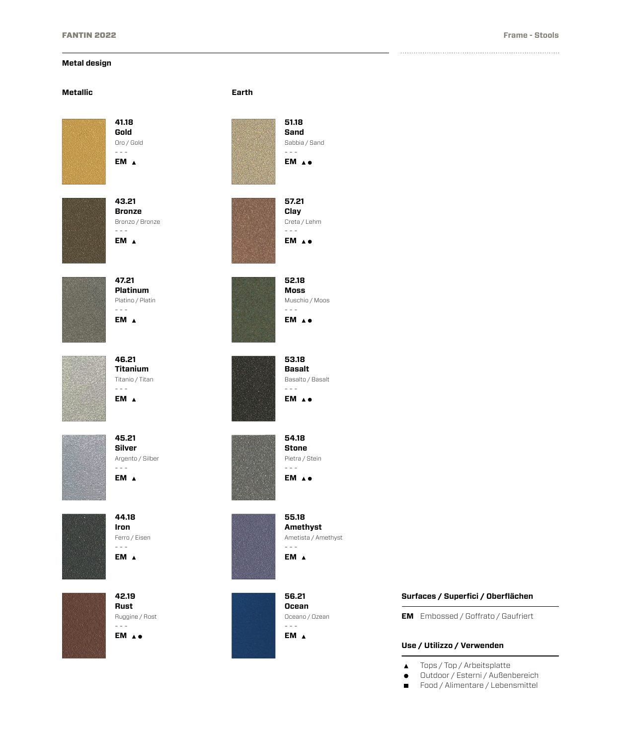## Metal design

### Metallic

**41.18**
**Gold**
Oro / Gold
- - -
**EM** ▲

**43.21**
**Bronze**
Bronzo / Bronze
- - -
**EM** ▲

**47.21**
**Platinum**
Platino / Platin
- - -
**EM** ▲

**46.21**
**Titanium**
Titanio / Titan
- - -
**EM** ▲

**45.21**
**Silver**
Argento / Silber
- - -
**EM** ▲

**44.18**
**Iron**
Ferro / Eisen
- - -
**EM** ▲

**42.19**
**Rust**
Ruggine / Rost
- - -
**EM** ▲●

### Earth

**51.18**
**Sand**
Sabbia / Sand
- - -
**EM** ▲●

**57.21**
**Clay**
Creta / Lehm
- - -
**EM** ▲●

**52.18**
**Moss**
Muschio / Moos
- - -
**EM** ▲●

**53.18**
**Basalt**
Basalto / Basalt
- - -
**EM** ▲●

**54.18**
**Stone**
Pietra / Stein
- - -
**EM** ▲●

**55.18**
**Amethyst**
Ametista / Amethyst
- - -
**EM** ▲

**56.21**
**Ocean**
Oceano / Ozean
- - -
**EM** ▲

### Surfaces / Superfici / Oberflächen

**EM** Embossed / Goffrato / Gaufriert

### Use / Utilizzo / Verwenden

- ▲ Tops / Top / Arbeitsplatte
- ● Outdoor / Esterni / Außenbereich
- ■ Food / Alimentare / Lebensmittel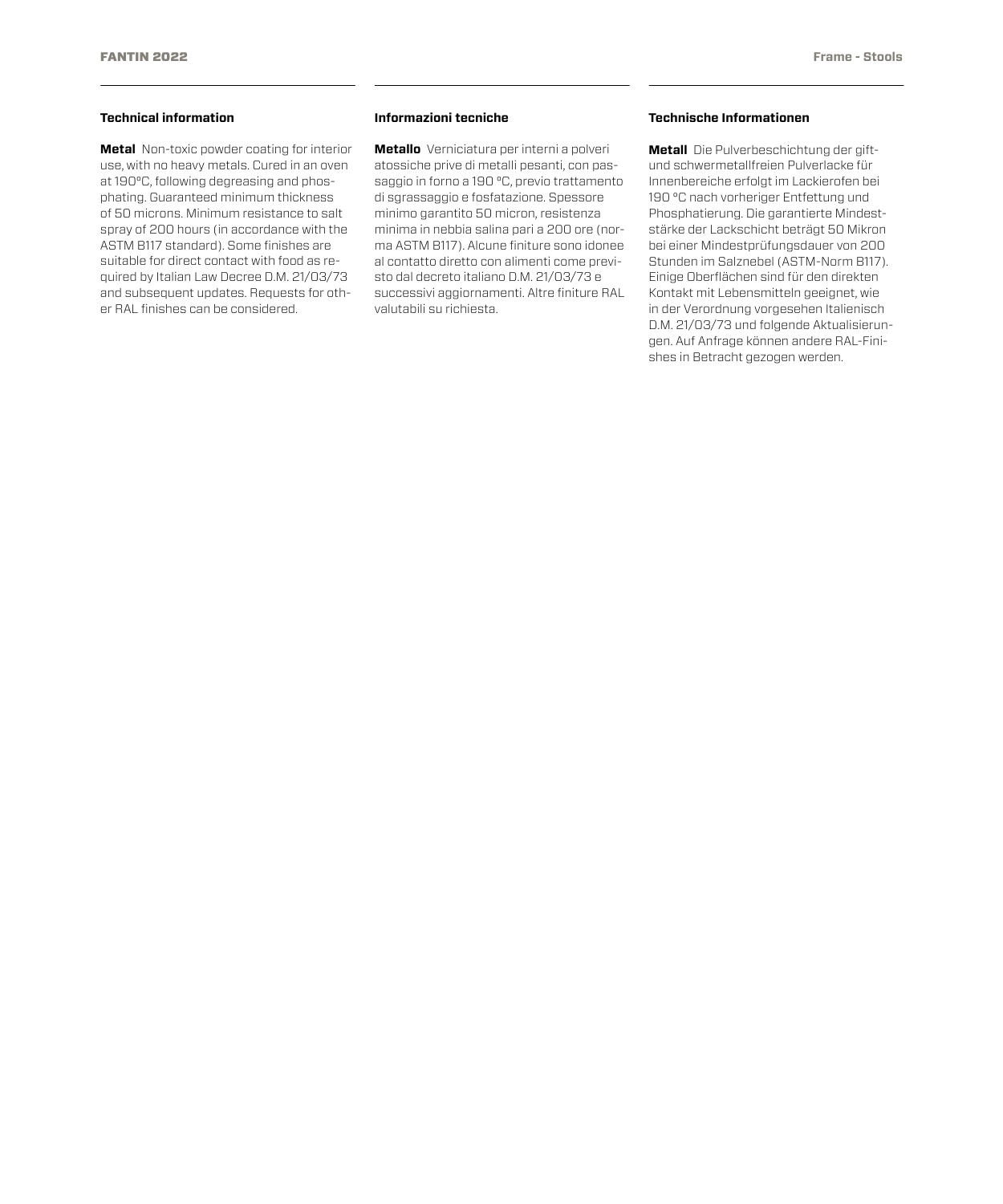## Technical information

**Metal** Non-toxic powder coating for interior use, with no heavy metals. Cured in an oven at 190°C, following degreasing and phosphating. Guaranteed minimum thickness of 50 microns. Minimum resistance to salt spray of 200 hours (in accordance with the ASTM B117 standard). Some finishes are suitable for direct contact with food as required by Italian Law Decree D.M. 21/03/73 and subsequent updates. Requests for other RAL finishes can be considered.

## Informazioni tecniche

**Metallo** Verniciatura per interni a polveri atossiche prive di metalli pesanti, con passaggio in forno a 190 °C, previo trattamento di sgrassaggio e fosfatazione. Spessore minimo garantito 50 micron, resistenza minima in nebbia salina pari a 200 ore (norma ASTM B117). Alcune finiture sono idonee al contatto diretto con alimenti come previsto dal decreto italiano D.M. 21/03/73 e successivi aggiornamenti. Altre finiture RAL valutabili su richiesta.

## Technische Informationen

**Metall** Die Pulverbeschichtung der gift- und schwermetallfreien Pulverlacke für Innenbereiche erfolgt im Lackierofen bei 190 °C nach vorheriger Entfettung und Phosphatierung. Die garantierte Mindeststärke der Lackschicht beträgt 50 Mikron bei einer Mindestprüfungsdauer von 200 Stunden im Salznebel (ASTM-Norm B117). Einige Oberflächen sind für den direkten Kontakt mit Lebensmitteln geeignet, wie in der Verordnung vorgesehen Italienisch D.M. 21/03/73 und folgende Aktualisierungen. Auf Anfrage können andere RAL-Finishes in Betracht gezogen werden.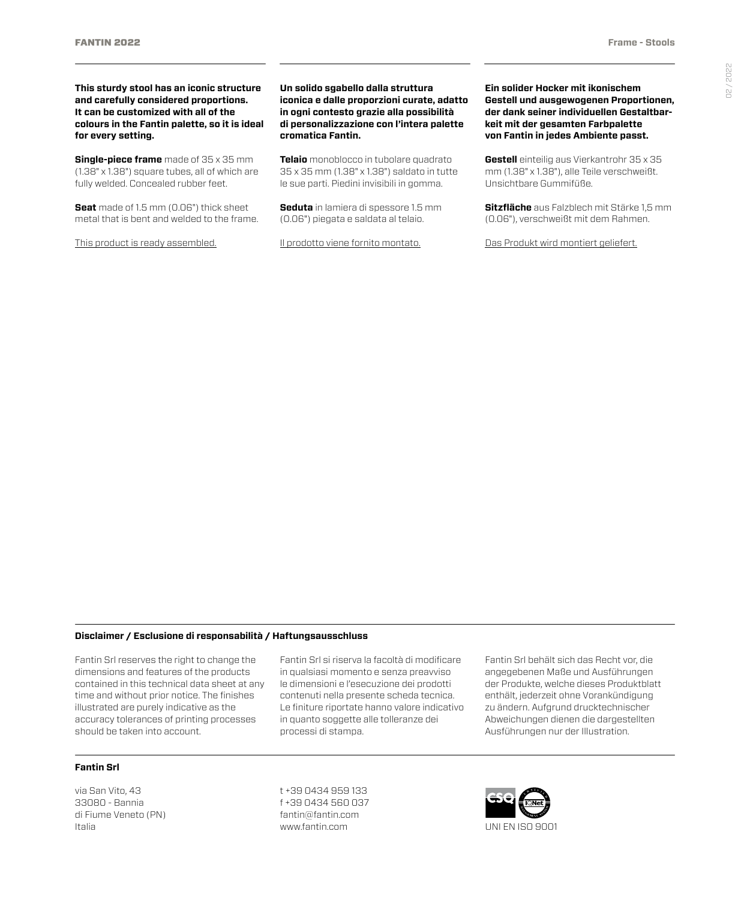**This sturdy stool has an iconic structure and carefully considered proportions. It can be customized with all of the colours in the Fantin palette, so it is ideal for every setting.**

**Single-piece frame** made of 35 x 35 mm (1.38" x 1.38") square tubes, all of which are fully welded. Concealed rubber feet.

**Seat** made of 1.5 mm (0.06") thick sheet metal that is bent and welded to the frame.

This product is ready assembled.

**Un solido sgabello dalla struttura iconica e dalle proporzioni curate, adatto in ogni contesto grazie alla possibilità di personalizzazione con l'intera palette cromatica Fantin.**

**Telaio** monoblocco in tubolare quadrato 35 x 35 mm (1.38" x 1.38") saldato in tutte le sue parti. Piedini invisibili in gomma.

**Seduta** in lamiera di spessore 1.5 mm (0.06") piegata e saldata al telaio.

Il prodotto viene fornito montato.

**Ein solider Hocker mit ikonischem Gestell und ausgewogenen Proportionen, der dank seiner individuellen Gestaltbarkeit mit der gesamten Farbpalette von Fantin in jedes Ambiente passt.**

**Gestell** einteilig aus Vierkantrohr 35 x 35 mm (1.38" x 1.38"), alle Teile verschweißt. Unsichtbare Gummifüße.

**Sitzfläche** aus Falzblech mit Stärke 1,5 mm (0.06"), verschweißt mit dem Rahmen.

Das Produkt wird montiert geliefert.

**Disclaimer / Esclusione di responsabilità / Haftungsausschluss**

Fantin Srl reserves the right to change the dimensions and features of the products contained in this technical data sheet at any time and without prior notice. The finishes illustrated are purely indicative as the accuracy tolerances of printing processes should be taken into account.

Fantin Srl si riserva la facoltà di modificare in qualsiasi momento e senza preavviso le dimensioni e l'esecuzione dei prodotti contenuti nella presente scheda tecnica. Le finiture riportate hanno valore indicativo in quanto soggette alle tolleranze dei processi di stampa.

Fantin Srl behält sich das Recht vor, die angegebenen Maße und Ausführungen der Produkte, welche dieses Produktblatt enthält, jederzeit ohne Vorankündigung zu ändern. Aufgrund drucktechnischer Abweichungen dienen die dargestellten Ausführungen nur der Illustration.

**Fantin Srl**

via San Vito, 43
33080 - Bannia
di Fiume Veneto (PN)
Italia

t +39 0434 959 133
f +39 0434 560 037
fantin@fantin.com
www.fantin.com

UNI EN ISO 9001